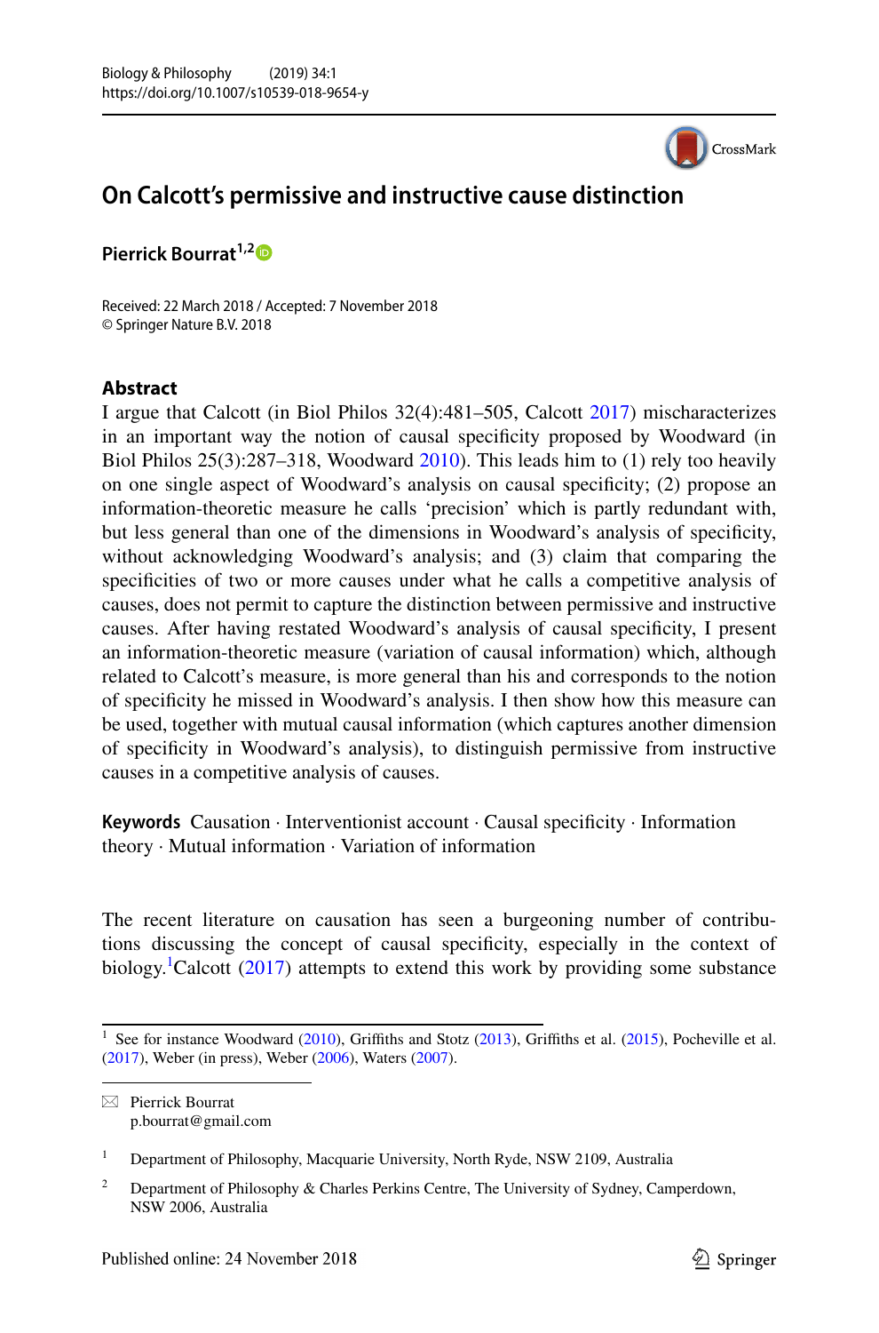# On Calcott's permissive and instructive cause distinction

**Pierrick Bourrat**[1,2]

Received: 22 March 2018 / Accepted: 7 November 2018
© Springer Nature B.V. 2018

## Abstract

I argue that Calcott (in Biol Philos 32(4):481–505, Calcott 2017) mischaracterizes in an important way the notion of causal specificity proposed by Woodward (in Biol Philos 25(3):287–318, Woodward 2010). This leads him to (1) rely too heavily on one single aspect of Woodward's analysis on causal specificity; (2) propose an information-theoretic measure he calls 'precision' which is partly redundant with, but less general than one of the dimensions in Woodward's analysis of specificity, without acknowledging Woodward's analysis; and (3) claim that comparing the specificities of two or more causes under what he calls a competitive analysis of causes, does not permit to capture the distinction between permissive and instructive causes. After having restated Woodward's analysis of causal specificity, I present an information-theoretic measure (variation of causal information) which, although related to Calcott's measure, is more general than his and corresponds to the notion of specificity he missed in Woodward's analysis. I then show how this measure can be used, together with mutual causal information (which captures another dimension of specificity in Woodward's analysis), to distinguish permissive from instructive causes in a competitive analysis of causes.

**Keywords** Causation · Interventionist account · Causal specificity · Information theory · Mutual information · Variation of information

The recent literature on causation has seen a burgeoning number of contributions discussing the concept of causal specificity, especially in the context of biology.[1] Calcott (2017) attempts to extend this work by providing some substance

---

[1] See for instance Woodward (2010), Griffiths and Stotz (2013), Griffiths et al. (2015), Pocheville et al. (2017), Weber (in press), Weber (2006), Waters (2007).

✉ Pierrick Bourrat
p.bourrat@gmail.com

[1] Department of Philosophy, Macquarie University, North Ryde, NSW 2109, Australia

[2] Department of Philosophy & Charles Perkins Centre, The University of Sydney, Camperdown, NSW 2006, Australia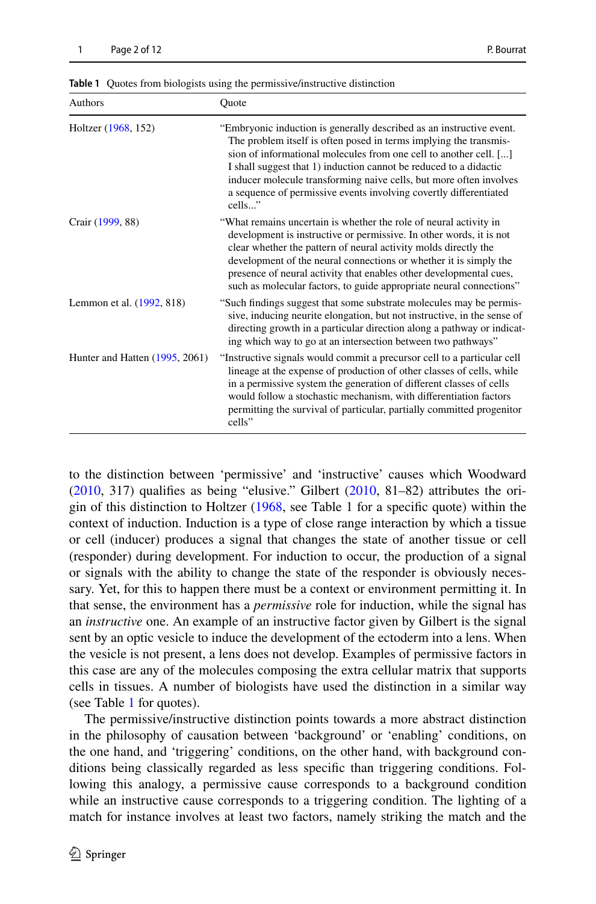**Table 1** Quotes from biologists using the permissive/instructive distinction

| Authors | Quote |
|---|---|
| Holtzer (1968, 152) | "Embryonic induction is generally described as an instructive event. The problem itself is often posed in terms implying the transmission of informational molecules from one cell to another cell. [...] I shall suggest that 1) induction cannot be reduced to a didactic inducer molecule transforming naive cells, but more often involves a sequence of permissive events involving covertly differentiated cells..." |
| Crair (1999, 88) | "What remains uncertain is whether the role of neural activity in development is instructive or permissive. In other words, it is not clear whether the pattern of neural activity molds directly the development of the neural connections or whether it is simply the presence of neural activity that enables other developmental cues, such as molecular factors, to guide appropriate neural connections" |
| Lemmon et al. (1992, 818) | "Such findings suggest that some substrate molecules may be permissive, inducing neurite elongation, but not instructive, in the sense of directing growth in a particular direction along a pathway or indicating which way to go at an intersection between two pathways" |
| Hunter and Hatten (1995, 2061) | "Instructive signals would commit a precursor cell to a particular cell lineage at the expense of production of other classes of cells, while in a permissive system the generation of different classes of cells would follow a stochastic mechanism, with differentiation factors permitting the survival of particular, partially committed progenitor cells" |

to the distinction between 'permissive' and 'instructive' causes which Woodward (2010, 317) qualifies as being "elusive." Gilbert (2010, 81–82) attributes the origin of this distinction to Holtzer (1968, see Table 1 for a specific quote) within the context of induction. Induction is a type of close range interaction by which a tissue or cell (inducer) produces a signal that changes the state of another tissue or cell (responder) during development. For induction to occur, the production of a signal or signals with the ability to change the state of the responder is obviously necessary. Yet, for this to happen there must be a context or environment permitting it. In that sense, the environment has a *permissive* role for induction, while the signal has an *instructive* one. An example of an instructive factor given by Gilbert is the signal sent by an optic vesicle to induce the development of the ectoderm into a lens. When the vesicle is not present, a lens does not develop. Examples of permissive factors in this case are any of the molecules composing the extra cellular matrix that supports cells in tissues. A number of biologists have used the distinction in a similar way (see Table 1 for quotes).

The permissive/instructive distinction points towards a more abstract distinction in the philosophy of causation between 'background' or 'enabling' conditions, on the one hand, and 'triggering' conditions, on the other hand, with background conditions being classically regarded as less specific than triggering conditions. Following this analogy, a permissive cause corresponds to a background condition while an instructive cause corresponds to a triggering condition. The lighting of a match for instance involves at least two factors, namely striking the match and the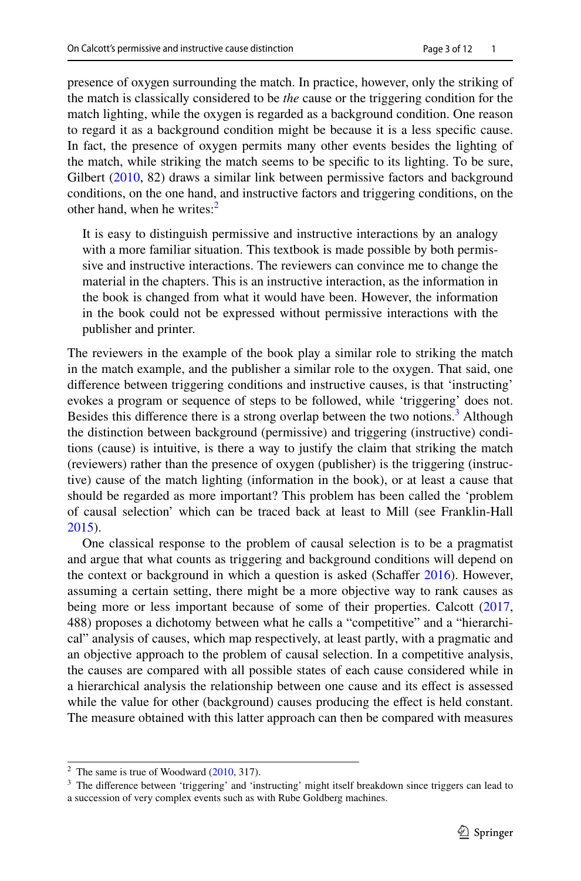presence of oxygen surrounding the match. In practice, however, only the striking of the match is classically considered to be *the* cause or the triggering condition for the match lighting, while the oxygen is regarded as a background condition. One reason to regard it as a background condition might be because it is a less specific cause. In fact, the presence of oxygen permits many other events besides the lighting of the match, while striking the match seems to be specific to its lighting. To be sure, Gilbert (2010, 82) draws a similar link between permissive factors and background conditions, on the one hand, and instructive factors and triggering conditions, on the other hand, when he writes:[2]

> It is easy to distinguish permissive and instructive interactions by an analogy with a more familiar situation. This textbook is made possible by both permissive and instructive interactions. The reviewers can convince me to change the material in the chapters. This is an instructive interaction, as the information in the book is changed from what it would have been. However, the information in the book could not be expressed without permissive interactions with the publisher and printer.

The reviewers in the example of the book play a similar role to striking the match in the match example, and the publisher a similar role to the oxygen. That said, one difference between triggering conditions and instructive causes, is that 'instructing' evokes a program or sequence of steps to be followed, while 'triggering' does not. Besides this difference there is a strong overlap between the two notions.[3] Although the distinction between background (permissive) and triggering (instructive) conditions (cause) is intuitive, is there a way to justify the claim that striking the match (reviewers) rather than the presence of oxygen (publisher) is the triggering (instructive) cause of the match lighting (information in the book), or at least a cause that should be regarded as more important? This problem has been called the 'problem of causal selection' which can be traced back at least to Mill (see Franklin-Hall 2015).

One classical response to the problem of causal selection is to be a pragmatist and argue that what counts as triggering and background conditions will depend on the context or background in which a question is asked (Schaffer 2016). However, assuming a certain setting, there might be a more objective way to rank causes as being more or less important because of some of their properties. Calcott (2017, 488) proposes a dichotomy between what he calls a "competitive" and a "hierarchical" analysis of causes, which map respectively, at least partly, with a pragmatic and an objective approach to the problem of causal selection. In a competitive analysis, the causes are compared with all possible states of each cause considered while in a hierarchical analysis the relationship between one cause and its effect is assessed while the value for other (background) causes producing the effect is held constant. The measure obtained with this latter approach can then be compared with measures

---

[2] The same is true of Woodward (2010, 317).

[3] The difference between 'triggering' and 'instructing' might itself breakdown since triggers can lead to a succession of very complex events such as with Rube Goldberg machines.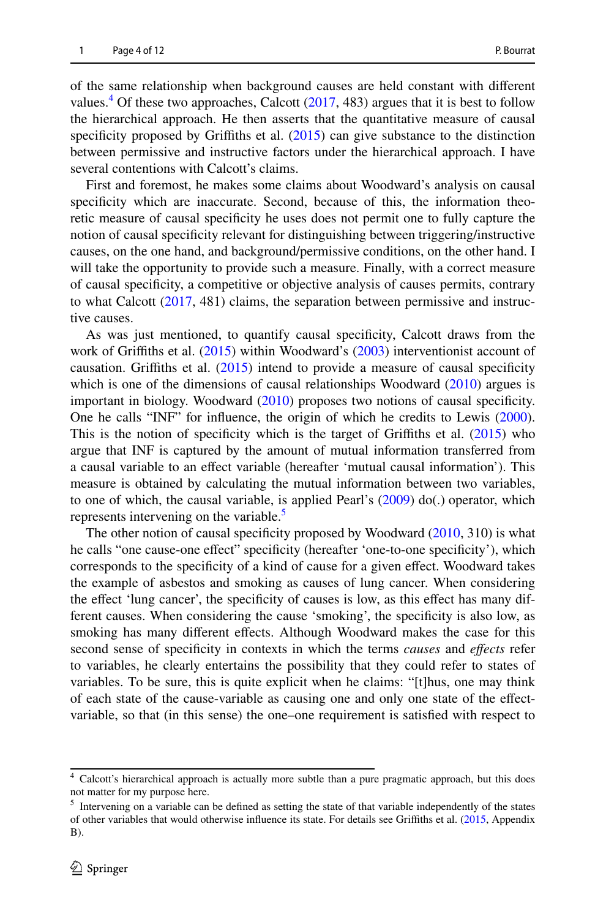of the same relationship when background causes are held constant with different values.[4] Of these two approaches, Calcott (2017, 483) argues that it is best to follow the hierarchical approach. He then asserts that the quantitative measure of causal specificity proposed by Griffiths et al. (2015) can give substance to the distinction between permissive and instructive factors under the hierarchical approach. I have several contentions with Calcott's claims.

First and foremost, he makes some claims about Woodward's analysis on causal specificity which are inaccurate. Second, because of this, the information theoretic measure of causal specificity he uses does not permit one to fully capture the notion of causal specificity relevant for distinguishing between triggering/instructive causes, on the one hand, and background/permissive conditions, on the other hand. I will take the opportunity to provide such a measure. Finally, with a correct measure of causal specificity, a competitive or objective analysis of causes permits, contrary to what Calcott (2017, 481) claims, the separation between permissive and instructive causes.

As was just mentioned, to quantify causal specificity, Calcott draws from the work of Griffiths et al. (2015) within Woodward's (2003) interventionist account of causation. Griffiths et al. (2015) intend to provide a measure of causal specificity which is one of the dimensions of causal relationships Woodward (2010) argues is important in biology. Woodward (2010) proposes two notions of causal specificity. One he calls "INF" for influence, the origin of which he credits to Lewis (2000). This is the notion of specificity which is the target of Griffiths et al. (2015) who argue that INF is captured by the amount of mutual information transferred from a causal variable to an effect variable (hereafter 'mutual causal information'). This measure is obtained by calculating the mutual information between two variables, to one of which, the causal variable, is applied Pearl's (2009) do(.) operator, which represents intervening on the variable.[5]

The other notion of causal specificity proposed by Woodward (2010, 310) is what he calls "one cause-one effect" specificity (hereafter 'one-to-one specificity'), which corresponds to the specificity of a kind of cause for a given effect. Woodward takes the example of asbestos and smoking as causes of lung cancer. When considering the effect 'lung cancer', the specificity of causes is low, as this effect has many different causes. When considering the cause 'smoking', the specificity is also low, as smoking has many different effects. Although Woodward makes the case for this second sense of specificity in contexts in which the terms *causes* and *effects* refer to variables, he clearly entertains the possibility that they could refer to states of variables. To be sure, this is quite explicit when he claims: "[t]hus, one may think of each state of the cause-variable as causing one and only one state of the effect-variable, so that (in this sense) the one–one requirement is satisfied with respect to

[4] Calcott's hierarchical approach is actually more subtle than a pure pragmatic approach, but this does not matter for my purpose here.

[5] Intervening on a variable can be defined as setting the state of that variable independently of the states of other variables that would otherwise influence its state. For details see Griffiths et al. (2015, Appendix B).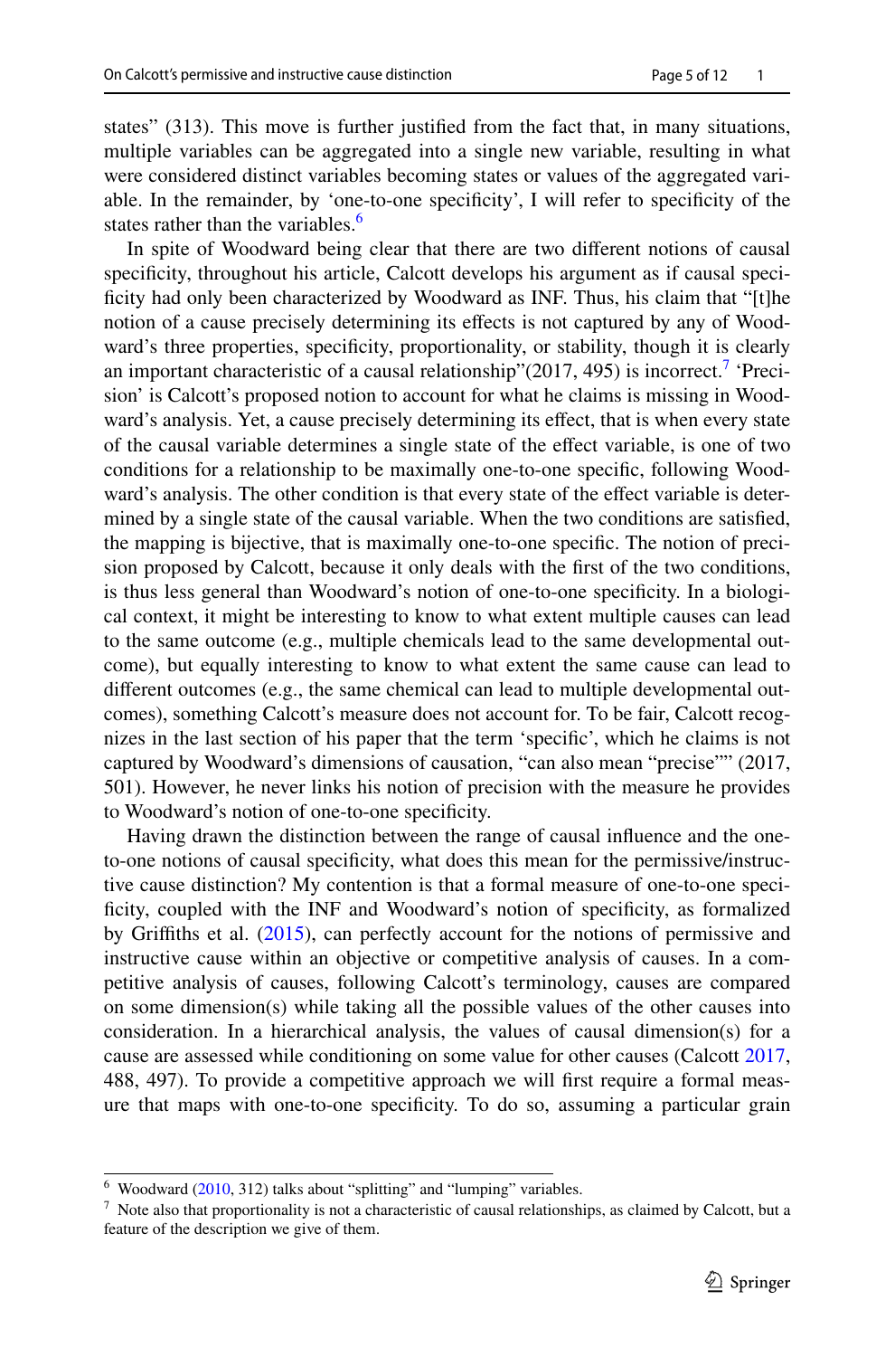states" (313). This move is further justified from the fact that, in many situations, multiple variables can be aggregated into a single new variable, resulting in what were considered distinct variables becoming states or values of the aggregated variable. In the remainder, by 'one-to-one specificity', I will refer to specificity of the states rather than the variables.[6]

In spite of Woodward being clear that there are two different notions of causal specificity, throughout his article, Calcott develops his argument as if causal specificity had only been characterized by Woodward as INF. Thus, his claim that "[t]he notion of a cause precisely determining its effects is not captured by any of Woodward's three properties, specificity, proportionality, or stability, though it is clearly an important characteristic of a causal relationship"(2017, 495) is incorrect.[7] 'Precision' is Calcott's proposed notion to account for what he claims is missing in Woodward's analysis. Yet, a cause precisely determining its effect, that is when every state of the causal variable determines a single state of the effect variable, is one of two conditions for a relationship to be maximally one-to-one specific, following Woodward's analysis. The other condition is that every state of the effect variable is determined by a single state of the causal variable. When the two conditions are satisfied, the mapping is bijective, that is maximally one-to-one specific. The notion of precision proposed by Calcott, because it only deals with the first of the two conditions, is thus less general than Woodward's notion of one-to-one specificity. In a biological context, it might be interesting to know to what extent multiple causes can lead to the same outcome (e.g., multiple chemicals lead to the same developmental outcome), but equally interesting to know to what extent the same cause can lead to different outcomes (e.g., the same chemical can lead to multiple developmental outcomes), something Calcott's measure does not account for. To be fair, Calcott recognizes in the last section of his paper that the term 'specific', which he claims is not captured by Woodward's dimensions of causation, "can also mean "precise"" (2017, 501). However, he never links his notion of precision with the measure he provides to Woodward's notion of one-to-one specificity.

Having drawn the distinction between the range of causal influence and the one-to-one notions of causal specificity, what does this mean for the permissive/instructive cause distinction? My contention is that a formal measure of one-to-one specificity, coupled with the INF and Woodward's notion of specificity, as formalized by Griffiths et al. (2015), can perfectly account for the notions of permissive and instructive cause within an objective or competitive analysis of causes. In a competitive analysis of causes, following Calcott's terminology, causes are compared on some dimension(s) while taking all the possible values of the other causes into consideration. In a hierarchical analysis, the values of causal dimension(s) for a cause are assessed while conditioning on some value for other causes (Calcott 2017, 488, 497). To provide a competitive approach we will first require a formal measure that maps with one-to-one specificity. To do so, assuming a particular grain

[6] Woodward (2010, 312) talks about "splitting" and "lumping" variables.

[7] Note also that proportionality is not a characteristic of causal relationships, as claimed by Calcott, but a feature of the description we give of them.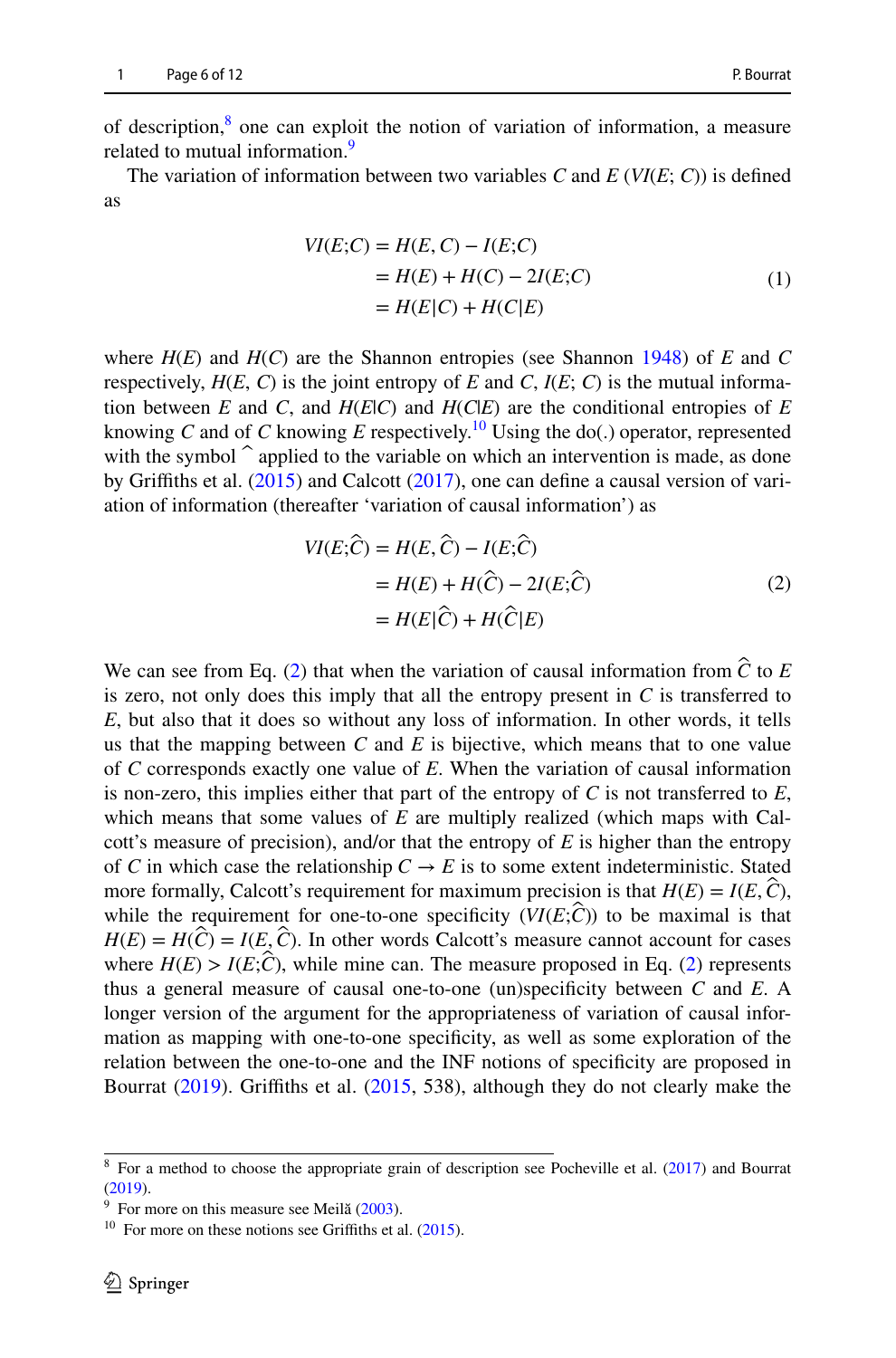of description,[8] one can exploit the notion of variation of information, a measure related to mutual information.[9]

The variation of information between two variables $C$ and $E$ ($VI(E;C)$) is defined as

$$
\begin{aligned}
VI(E;C) &= H(E,C) - I(E;C) \\
&= H(E) + H(C) - 2I(E;C) \\
&= H(E|C) + H(C|E)
\end{aligned}
\tag{1}
$$

where $H(E)$ and $H(C)$ are the Shannon entropies (see Shannon 1948) of $E$ and $C$ respectively, $H(E, C)$ is the joint entropy of $E$ and $C$, $I(E; C)$ is the mutual information between $E$ and $C$, and $H(E|C)$ and $H(C|E)$ are the conditional entropies of $E$ knowing $C$ and of $C$ knowing $E$ respectively.[10] Using the do(.) operator, represented with the symbol ^ applied to the variable on which an intervention is made, as done by Griffiths et al. (2015) and Calcott (2017), one can define a causal version of variation of information (thereafter 'variation of causal information') as

$$
\begin{aligned}
VI(E;\widehat{C}) &= H(E,\widehat{C}) - I(E;\widehat{C}) \\
&= H(E) + H(\widehat{C}) - 2I(E;\widehat{C}) \\
&= H(E|\widehat{C}) + H(\widehat{C}|E)
\end{aligned}
\tag{2}
$$

We can see from Eq. (2) that when the variation of causal information from $\widehat{C}$ to $E$ is zero, not only does this imply that all the entropy present in $C$ is transferred to $E$, but also that it does so without any loss of information. In other words, it tells us that the mapping between $C$ and $E$ is bijective, which means that to one value of $C$ corresponds exactly one value of $E$. When the variation of causal information is non-zero, this implies either that part of the entropy of $C$ is not transferred to $E$, which means that some values of $E$ are multiply realized (which maps with Calcott's measure of precision), and/or that the entropy of $E$ is higher than the entropy of $C$ in which case the relationship $C \rightarrow E$ is to some extent indeterministic. Stated more formally, Calcott's requirement for maximum precision is that $H(E) = I(E, \widehat{C})$, while the requirement for one-to-one specificity ($VI(E;\widehat{C})$) to be maximal is that $H(E) = H(\widehat{C}) = I(E, \widehat{C})$. In other words Calcott's measure cannot account for cases where $H(E) > I(E;\widehat{C})$, while mine can. The measure proposed in Eq. (2) represents thus a general measure of causal one-to-one (un)specificity between $C$ and $E$. A longer version of the argument for the appropriateness of variation of causal information as mapping with one-to-one specificity, as well as some exploration of the relation between the one-to-one and the INF notions of specificity are proposed in Bourrat (2019). Griffiths et al. (2015, 538), although they do not clearly make the

[8] For a method to choose the appropriate grain of description see Pocheville et al. (2017) and Bourrat (2019).

[9] For more on this measure see Meilă (2003).

[10] For more on these notions see Griffiths et al. (2015).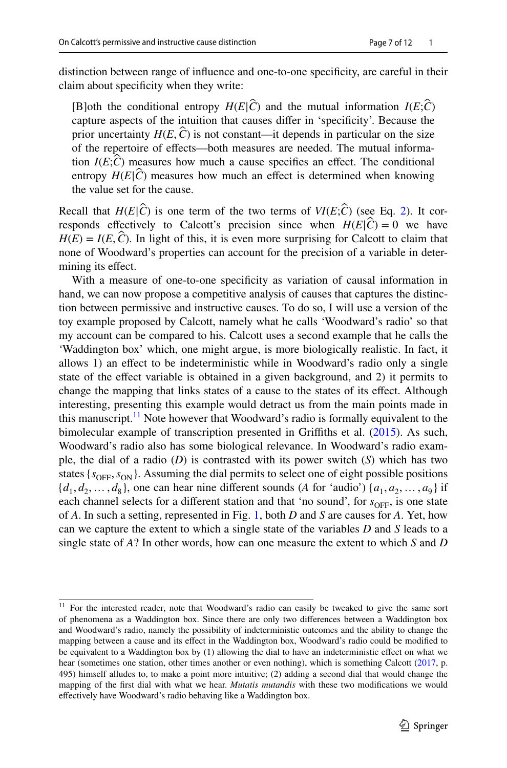distinction between range of influence and one-to-one specificity, are careful in their claim about specificity when they write:

> [B]oth the conditional entropy $H(E|\widehat{C})$ and the mutual information $I(E;\widehat{C})$ capture aspects of the intuition that causes differ in 'specificity'. Because the prior uncertainty $H(E, \widehat{C})$ is not constant—it depends in particular on the size of the repertoire of effects—both measures are needed. The mutual information $I(E;\widehat{C})$ measures how much a cause specifies an effect. The conditional entropy $H(E|\widehat{C})$ measures how much an effect is determined when knowing the value set for the cause.

Recall that $H(E|\widehat{C})$ is one term of the two terms of $VI(E;\widehat{C})$ (see Eq. 2). It corresponds effectively to Calcott's precision since when $H(E|\widehat{C}) = 0$ we have $H(E) = I(E, \widehat{C})$. In light of this, it is even more surprising for Calcott to claim that none of Woodward's properties can account for the precision of a variable in determining its effect.

With a measure of one-to-one specificity as variation of causal information in hand, we can now propose a competitive analysis of causes that captures the distinction between permissive and instructive causes. To do so, I will use a version of the toy example proposed by Calcott, namely what he calls 'Woodward's radio' so that my account can be compared to his. Calcott uses a second example that he calls the 'Waddington box' which, one might argue, is more biologically realistic. In fact, it allows 1) an effect to be indeterministic while in Woodward's radio only a single state of the effect variable is obtained in a given background, and 2) it permits to change the mapping that links states of a cause to the states of its effect. Although interesting, presenting this example would detract us from the main points made in this manuscript.[11] Note however that Woodward's radio is formally equivalent to the bimolecular example of transcription presented in Griffiths et al. (2015). As such, Woodward's radio also has some biological relevance. In Woodward's radio example, the dial of a radio ($D$) is contrasted with its power switch ($S$) which has two states $\{s_{\mathrm{OFF}}, s_{\mathrm{ON}}\}$. Assuming the dial permits to select one of eight possible positions $\{d_1, d_2, \ldots, d_8\}$, one can hear nine different sounds ($A$ for 'audio') $\{a_1, a_2, \ldots, a_9\}$ if each channel selects for a different station and that 'no sound', for $s_{\mathrm{OFF}}$, is one state of $A$. In such a setting, represented in Fig. 1, both $D$ and $S$ are causes for $A$. Yet, how can we capture the extent to which a single state of the variables $D$ and $S$ leads to a single state of $A$? In other words, how can one measure the extent to which $S$ and $D$

[11] For the interested reader, note that Woodward's radio can easily be tweaked to give the same sort of phenomena as a Waddington box. Since there are only two differences between a Waddington box and Woodward's radio, namely the possibility of indeterministic outcomes and the ability to change the mapping between a cause and its effect in the Waddington box, Woodward's radio could be modified to be equivalent to a Waddington box by (1) allowing the dial to have an indeterministic effect on what we hear (sometimes one station, other times another or even nothing), which is something Calcott (2017, p. 495) himself alludes to, to make a point more intuitive; (2) adding a second dial that would change the mapping of the first dial with what we hear. *Mutatis mutandis* with these two modifications we would effectively have Woodward's radio behaving like a Waddington box.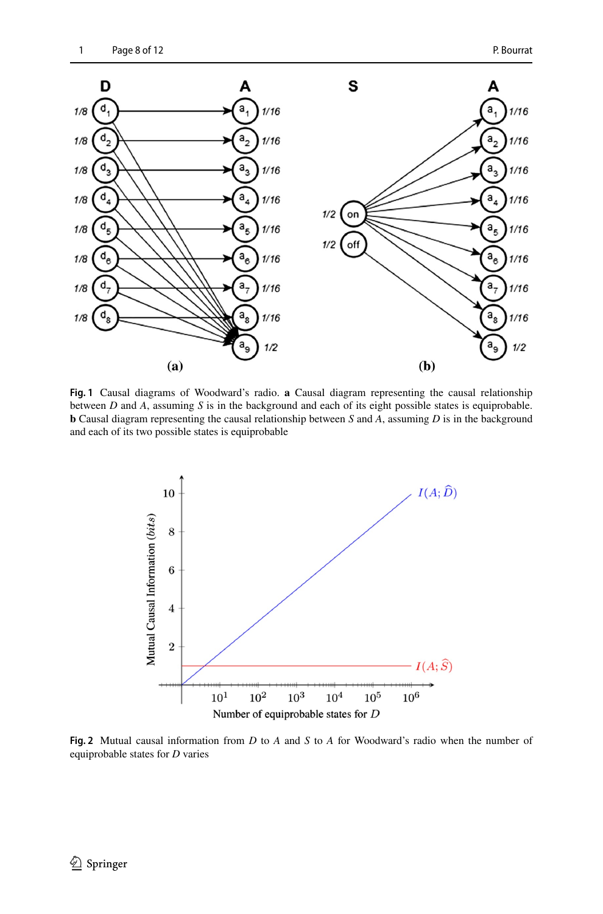**Fig. 1** Causal diagrams of Woodward's radio. **a** Causal diagram representing the causal relationship between $D$ and $A$, assuming $S$ is in the background and each of its eight possible states is equiprobable. **b** Causal diagram representing the causal relationship between $S$ and $A$, assuming $D$ is in the background and each of its two possible states is equiprobable

**Fig. 2** Mutual causal information from $D$ to $A$ and $S$ to $A$ for Woodward's radio when the number of equiprobable states for $D$ varies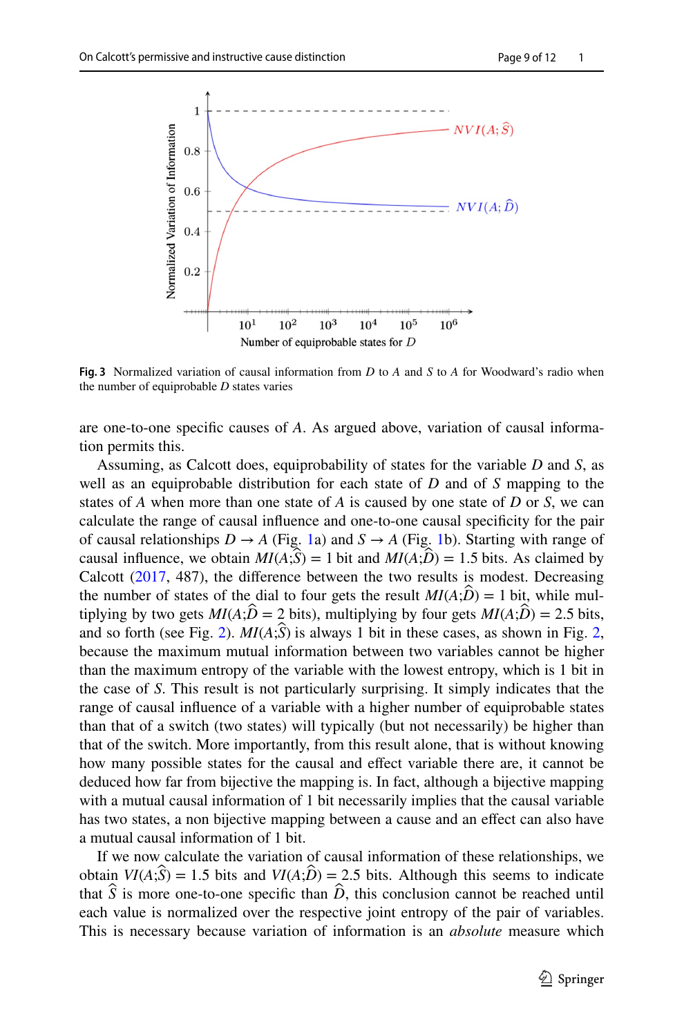Fig. 3 Normalized variation of causal information from $D$ to $A$ and $S$ to $A$ for Woodward's radio when the number of equiprobable $D$ states varies

are one-to-one specific causes of $A$. As argued above, variation of causal information permits this.

Assuming, as Calcott does, equiprobability of states for the variable $D$ and $S$, as well as an equiprobable distribution for each state of $D$ and of $S$ mapping to the states of $A$ when more than one state of $A$ is caused by one state of $D$ or $S$, we can calculate the range of causal influence and one-to-one causal specificity for the pair of causal relationships $D \rightarrow A$ (Fig. 1a) and $S \rightarrow A$ (Fig. 1b). Starting with range of causal influence, we obtain $MI(A;\hat{S}) = 1$ bit and $MI(A;\hat{D}) = 1.5$ bits. As claimed by Calcott (2017, 487), the difference between the two results is modest. Decreasing the number of states of the dial to four gets the result $MI(A;\hat{D}) = 1$ bit, while multiplying by two gets $MI(A;\hat{D} = 2$ bits), multiplying by four gets $MI(A;\hat{D}) = 2.5$ bits, and so forth (see Fig. 2). $MI(A;\hat{S})$ is always 1 bit in these cases, as shown in Fig. 2, because the maximum mutual information between two variables cannot be higher than the maximum entropy of the variable with the lowest entropy, which is 1 bit in the case of $S$. This result is not particularly surprising. It simply indicates that the range of causal influence of a variable with a higher number of equiprobable states than that of a switch (two states) will typically (but not necessarily) be higher than that of the switch. More importantly, from this result alone, that is without knowing how many possible states for the causal and effect variable there are, it cannot be deduced how far from bijective the mapping is. In fact, although a bijective mapping with a mutual causal information of 1 bit necessarily implies that the causal variable has two states, a non bijective mapping between a cause and an effect can also have a mutual causal information of 1 bit.

If we now calculate the variation of causal information of these relationships, we obtain $VI(A;\hat{S}) = 1.5$ bits and $VI(A;\hat{D}) = 2.5$ bits. Although this seems to indicate that $\hat{S}$ is more one-to-one specific than $\hat{D}$, this conclusion cannot be reached until each value is normalized over the respective joint entropy of the pair of variables. This is necessary because variation of information is an *absolute* measure which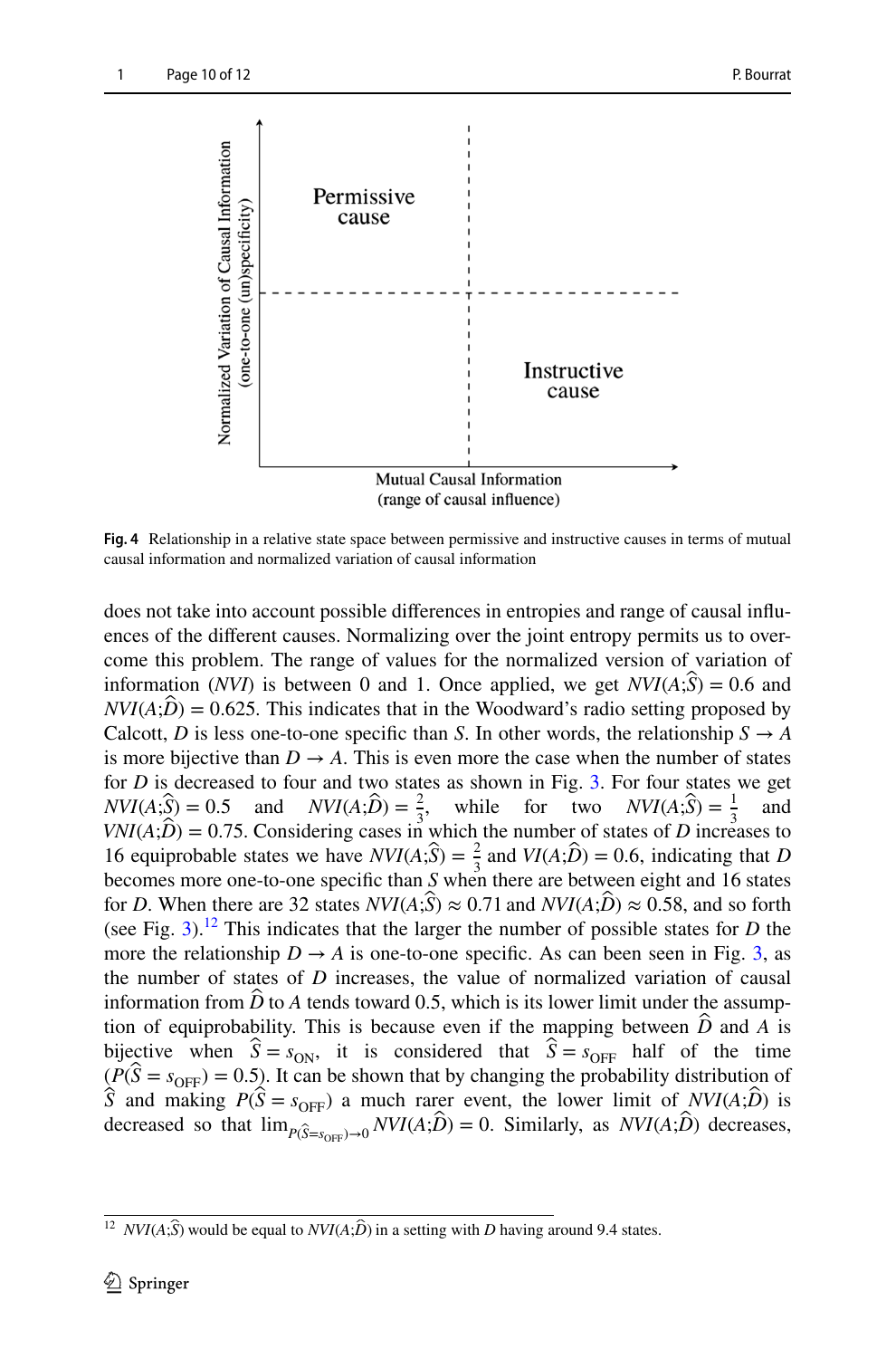Fig. 4 Relationship in a relative state space between permissive and instructive causes in terms of mutual causal information and normalized variation of causal information

does not take into account possible differences in entropies and range of causal influences of the different causes. Normalizing over the joint entropy permits us to overcome this problem. The range of values for the normalized version of variation of information (*NVI*) is between 0 and 1. Once applied, we get $NVI(A;\widehat{S}) = 0.6$ and $NVI(A;\widehat{D}) = 0.625$. This indicates that in the Woodward's radio setting proposed by Calcott, *D* is less one-to-one specific than *S*. In other words, the relationship $S \rightarrow A$ is more bijective than $D \rightarrow A$. This is even more the case when the number of states for *D* is decreased to four and two states as shown in Fig. 3. For four states we get $NVI(A;\widehat{S}) = 0.5$ and $NVI(A;\widehat{D}) = \frac{2}{3}$, while for two $NVI(A;\widehat{S}) = \frac{1}{3}$ and $VNI(A;\widehat{D}) = 0.75$. Considering cases in which the number of states of *D* increases to 16 equiprobable states we have $NVI(A;\widehat{S}) = \frac{2}{3}$ and $VI(A;\widehat{D}) = 0.6$, indicating that *D* becomes more one-to-one specific than *S* when there are between eight and 16 states for *D*. When there are 32 states $NVI(A;\widehat{S}) \approx 0.71$ and $NVI(A;\widehat{D}) \approx 0.58$, and so forth (see Fig. 3).[12] This indicates that the larger the number of possible states for *D* the more the relationship $D \rightarrow A$ is one-to-one specific. As can been seen in Fig. 3, as the number of states of *D* increases, the value of normalized variation of causal information from $\widehat{D}$ to *A* tends toward 0.5, which is its lower limit under the assumption of equiprobability. This is because even if the mapping between $\widehat{D}$ and *A* is bijective when $\widehat{S} = s_{\text{ON}}$, it is considered that $\widehat{S} = s_{\text{OFF}}$ half of the time ($P(\widehat{S} = s_{\text{OFF}}) = 0.5$). It can be shown that by changing the probability distribution of $\widehat{S}$ and making $P(\widehat{S} = s_{\text{OFF}})$ a much rarer event, the lower limit of $NVI(A;\widehat{D})$ is decreased so that $\lim_{P(\widehat{S}=s_{\text{OFF}})\rightarrow 0} NVI(A;\widehat{D}) = 0$. Similarly, as $NVI(A;\widehat{D})$ decreases,

[12] $NVI(A;\widehat{S})$ would be equal to $NVI(A;\widehat{D})$ in a setting with *D* having around 9.4 states.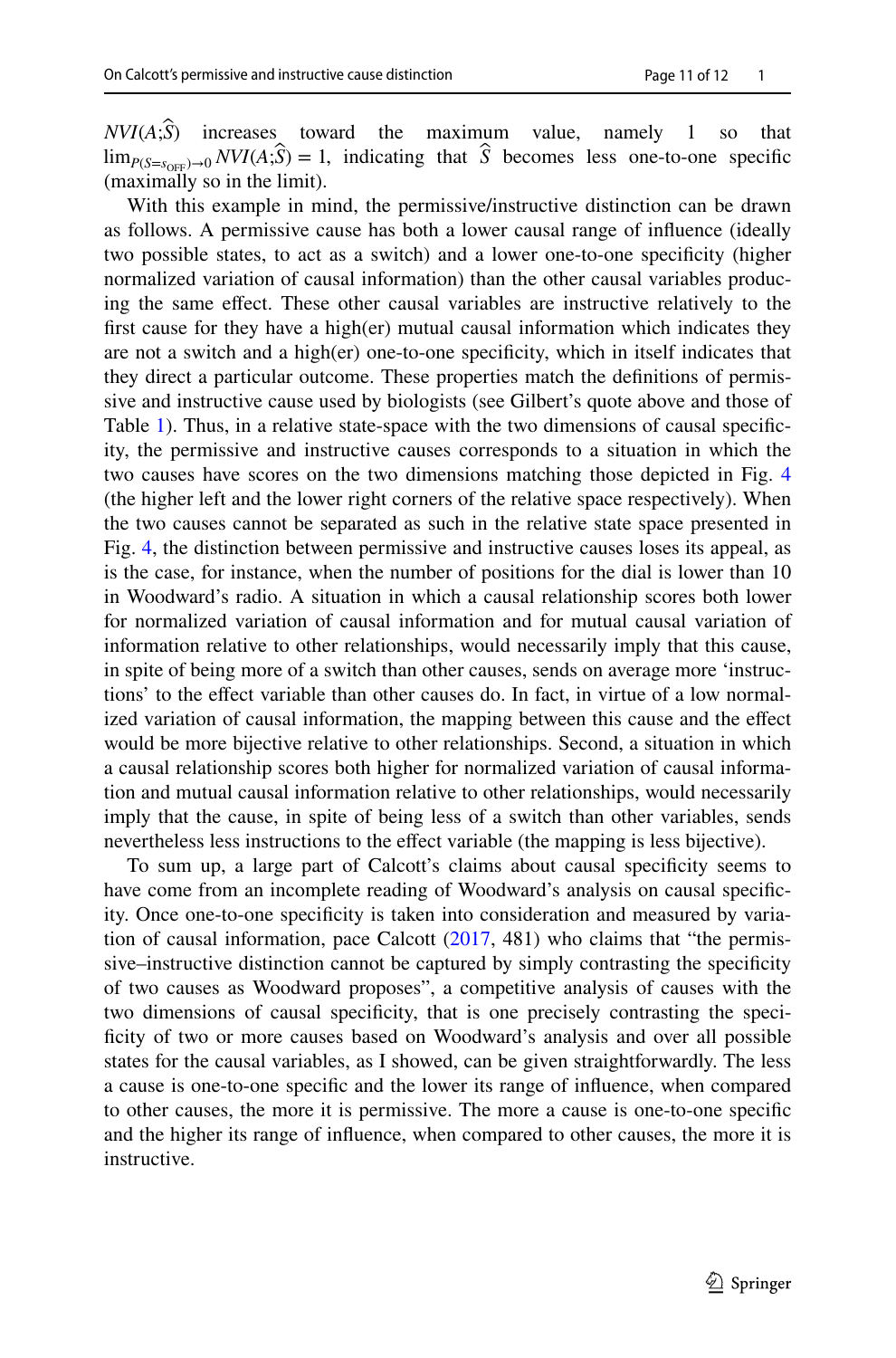$NVI(A;\widehat{S})$ increases toward the maximum value, namely 1 so that $\lim_{P(S=s_{\text{OFF}})\to 0} NVI(A;\widehat{S}) = 1$, indicating that $\widehat{S}$ becomes less one-to-one specific (maximally so in the limit).

With this example in mind, the permissive/instructive distinction can be drawn as follows. A permissive cause has both a lower causal range of influence (ideally two possible states, to act as a switch) and a lower one-to-one specificity (higher normalized variation of causal information) than the other causal variables producing the same effect. These other causal variables are instructive relatively to the first cause for they have a high(er) mutual causal information which indicates they are not a switch and a high(er) one-to-one specificity, which in itself indicates that they direct a particular outcome. These properties match the definitions of permissive and instructive cause used by biologists (see Gilbert's quote above and those of Table 1). Thus, in a relative state-space with the two dimensions of causal specificity, the permissive and instructive causes corresponds to a situation in which the two causes have scores on the two dimensions matching those depicted in Fig. 4 (the higher left and the lower right corners of the relative space respectively). When the two causes cannot be separated as such in the relative state space presented in Fig. 4, the distinction between permissive and instructive causes loses its appeal, as is the case, for instance, when the number of positions for the dial is lower than 10 in Woodward's radio. A situation in which a causal relationship scores both lower for normalized variation of causal information and for mutual causal variation of information relative to other relationships, would necessarily imply that this cause, in spite of being more of a switch than other causes, sends on average more 'instructions' to the effect variable than other causes do. In fact, in virtue of a low normalized variation of causal information, the mapping between this cause and the effect would be more bijective relative to other relationships. Second, a situation in which a causal relationship scores both higher for normalized variation of causal information and mutual causal information relative to other relationships, would necessarily imply that the cause, in spite of being less of a switch than other variables, sends nevertheless less instructions to the effect variable (the mapping is less bijective).

To sum up, a large part of Calcott's claims about causal specificity seems to have come from an incomplete reading of Woodward's analysis on causal specificity. Once one-to-one specificity is taken into consideration and measured by variation of causal information, pace Calcott (2017, 481) who claims that "the permissive–instructive distinction cannot be captured by simply contrasting the specificity of two causes as Woodward proposes", a competitive analysis of causes with the two dimensions of causal specificity, that is one precisely contrasting the specificity of two or more causes based on Woodward's analysis and over all possible states for the causal variables, as I showed, can be given straightforwardly. The less a cause is one-to-one specific and the lower its range of influence, when compared to other causes, the more it is permissive. The more a cause is one-to-one specific and the higher its range of influence, when compared to other causes, the more it is instructive.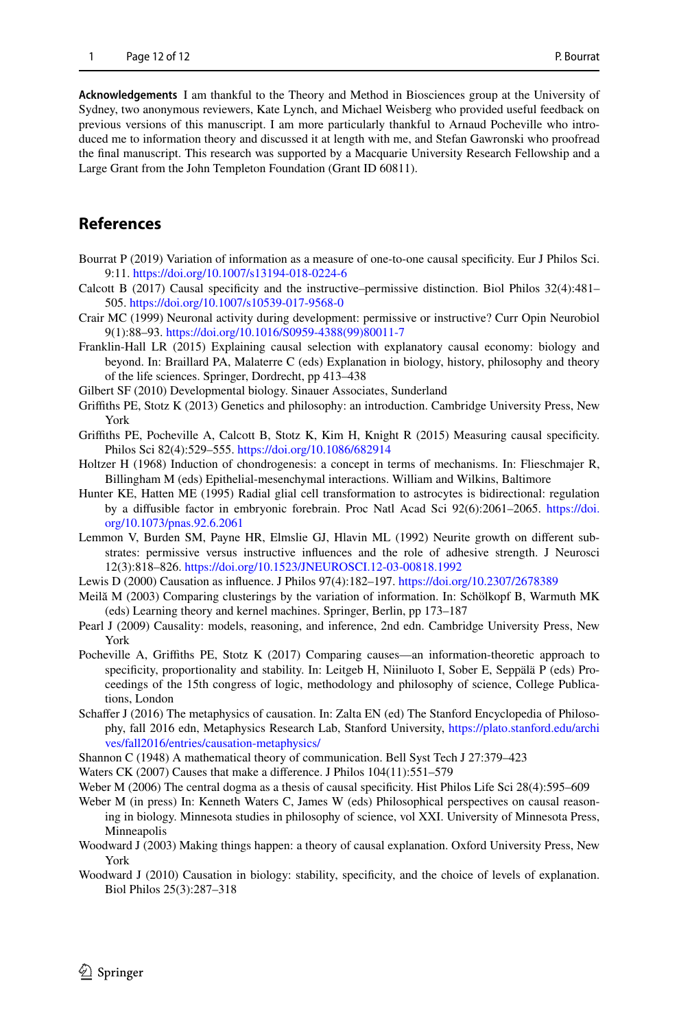**Acknowledgements** I am thankful to the Theory and Method in Biosciences group at the University of Sydney, two anonymous reviewers, Kate Lynch, and Michael Weisberg who provided useful feedback on previous versions of this manuscript. I am more particularly thankful to Arnaud Pocheville who introduced me to information theory and discussed it at length with me, and Stefan Gawronski who proofread the final manuscript. This research was supported by a Macquarie University Research Fellowship and a Large Grant from the John Templeton Foundation (Grant ID 60811).

## References

Bourrat P (2019) Variation of information as a measure of one-to-one causal specificity. Eur J Philos Sci. 9:11. https://doi.org/10.1007/s13194-018-0224-6

Calcott B (2017) Causal specificity and the instructive–permissive distinction. Biol Philos 32(4):481–505. https://doi.org/10.1007/s10539-017-9568-0

Crair MC (1999) Neuronal activity during development: permissive or instructive? Curr Opin Neurobiol 9(1):88–93. https://doi.org/10.1016/S0959-4388(99)80011-7

Franklin-Hall LR (2015) Explaining causal selection with explanatory causal economy: biology and beyond. In: Braillard PA, Malaterre C (eds) Explanation in biology, history, philosophy and theory of the life sciences. Springer, Dordrecht, pp 413–438

Gilbert SF (2010) Developmental biology. Sinauer Associates, Sunderland

Griffiths PE, Stotz K (2013) Genetics and philosophy: an introduction. Cambridge University Press, New York

Griffiths PE, Pocheville A, Calcott B, Stotz K, Kim H, Knight R (2015) Measuring causal specificity. Philos Sci 82(4):529–555. https://doi.org/10.1086/682914

Holtzer H (1968) Induction of chondrogenesis: a concept in terms of mechanisms. In: Flieschmajer R, Billingham M (eds) Epithelial-mesenchymal interactions. William and Wilkins, Baltimore

Hunter KE, Hatten ME (1995) Radial glial cell transformation to astrocytes is bidirectional: regulation by a diffusible factor in embryonic forebrain. Proc Natl Acad Sci 92(6):2061–2065. https://doi.org/10.1073/pnas.92.6.2061

Lemmon V, Burden SM, Payne HR, Elmslie GJ, Hlavin ML (1992) Neurite growth on different substrates: permissive versus instructive influences and the role of adhesive strength. J Neurosci 12(3):818–826. https://doi.org/10.1523/JNEUROSCI.12-03-00818.1992

Lewis D (2000) Causation as influence. J Philos 97(4):182–197. https://doi.org/10.2307/2678389

Meilă M (2003) Comparing clusterings by the variation of information. In: Schölkopf B, Warmuth MK (eds) Learning theory and kernel machines. Springer, Berlin, pp 173–187

Pearl J (2009) Causality: models, reasoning, and inference, 2nd edn. Cambridge University Press, New York

Pocheville A, Griffiths PE, Stotz K (2017) Comparing causes—an information-theoretic approach to specificity, proportionality and stability. In: Leitgeb H, Niiniluoto I, Sober E, Seppälä P (eds) Proceedings of the 15th congress of logic, methodology and philosophy of science, College Publications, London

Schaffer J (2016) The metaphysics of causation. In: Zalta EN (ed) The Stanford Encyclopedia of Philosophy, fall 2016 edn, Metaphysics Research Lab, Stanford University, https://plato.stanford.edu/archives/fall2016/entries/causation-metaphysics/

Shannon C (1948) A mathematical theory of communication. Bell Syst Tech J 27:379–423

Waters CK (2007) Causes that make a difference. J Philos 104(11):551–579

Weber M (2006) The central dogma as a thesis of causal specificity. Hist Philos Life Sci 28(4):595–609

Weber M (in press) In: Kenneth Waters C, James W (eds) Philosophical perspectives on causal reasoning in biology. Minnesota studies in philosophy of science, vol XXI. University of Minnesota Press, Minneapolis

Woodward J (2003) Making things happen: a theory of causal explanation. Oxford University Press, New York

Woodward J (2010) Causation in biology: stability, specificity, and the choice of levels of explanation. Biol Philos 25(3):287–318